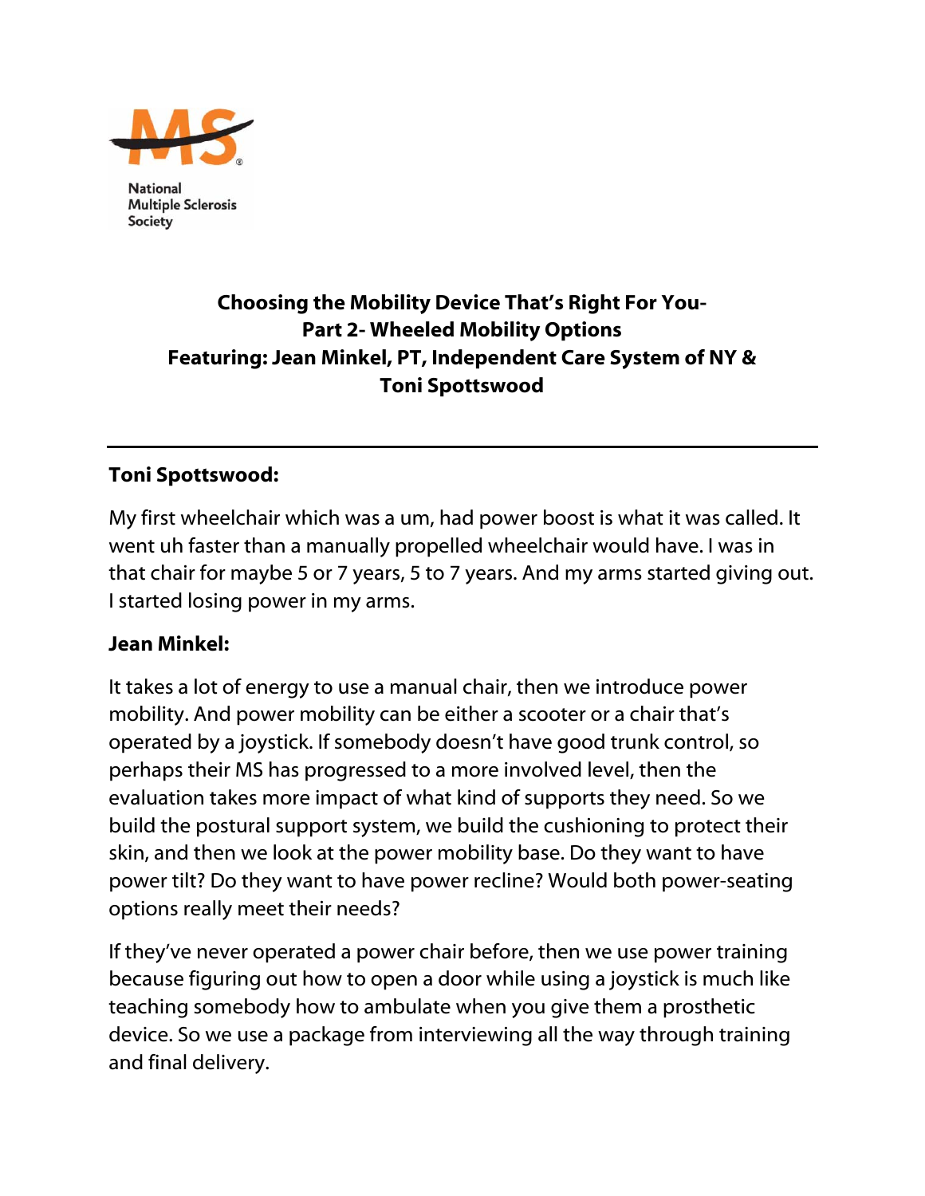National Multiple Sclerosis Society

# Choosing the Mobility Device That's Right For You- Part 2- Wheeled Mobility Options

## Featuring: Jean Minkel, PT, Independent Care System of NY & Toni Spottswood

---

**Toni Spottswood:**

My first wheelchair which was a um, had power boost is what it was called. It went uh faster than a manually propelled wheelchair would have. I was in that chair for maybe 5 or 7 years, 5 to 7 years. And my arms started giving out. I started losing power in my arms.

**Jean Minkel:**

It takes a lot of energy to use a manual chair, then we introduce power mobility. And power mobility can be either a scooter or a chair that's operated by a joystick. If somebody doesn't have good trunk control, so perhaps their MS has progressed to a more involved level, then the evaluation takes more impact of what kind of supports they need. So we build the postural support system, we build the cushioning to protect their skin, and then we look at the power mobility base. Do they want to have power tilt? Do they want to have power recline? Would both power-seating options really meet their needs?

If they've never operated a power chair before, then we use power training because figuring out how to open a door while using a joystick is much like teaching somebody how to ambulate when you give them a prosthetic device. So we use a package from interviewing all the way through training and final delivery.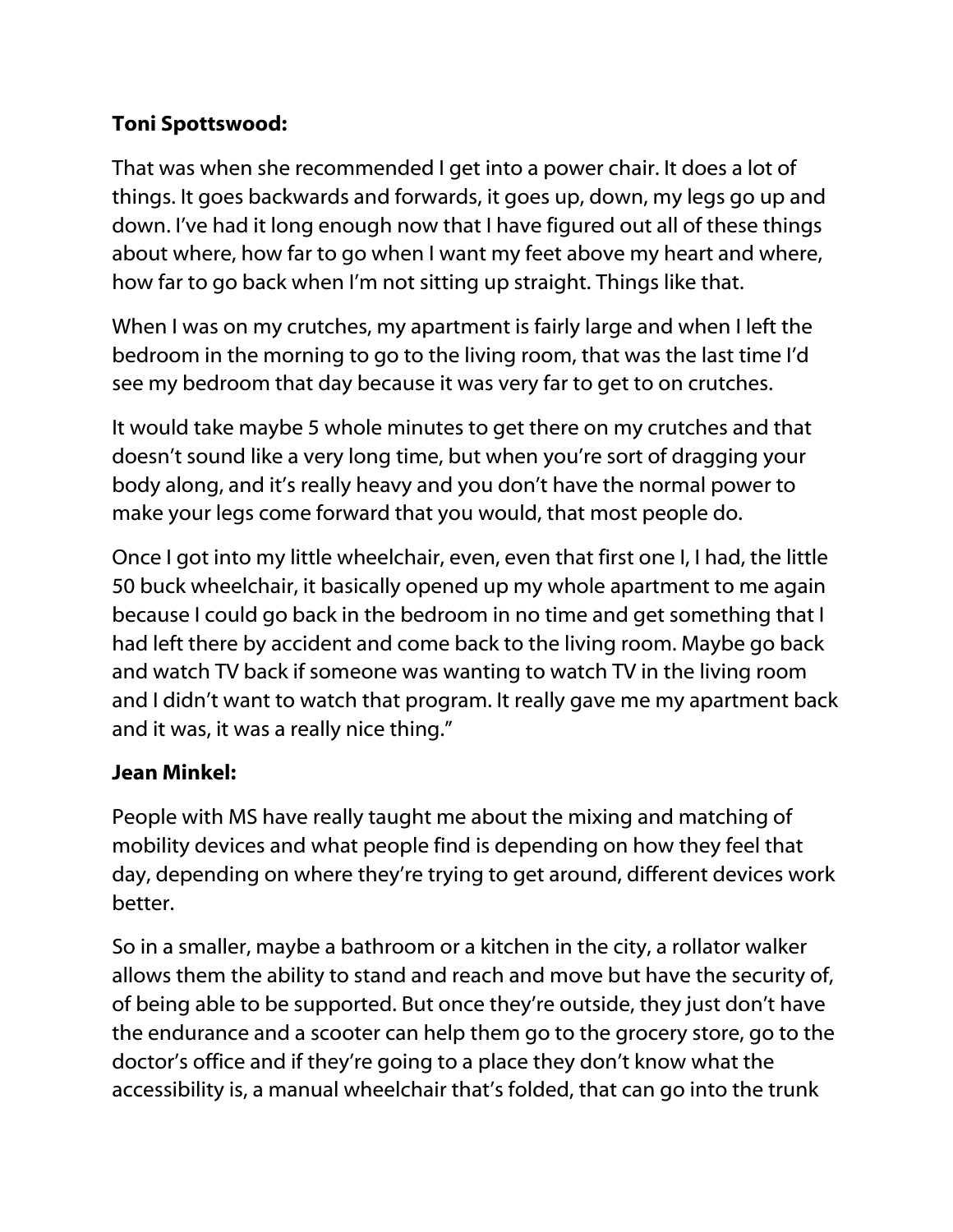**Toni Spottswood:**

That was when she recommended I get into a power chair. It does a lot of things. It goes backwards and forwards, it goes up, down, my legs go up and down. I've had it long enough now that I have figured out all of these things about where, how far to go when I want my feet above my heart and where, how far to go back when I'm not sitting up straight. Things like that.

When I was on my crutches, my apartment is fairly large and when I left the bedroom in the morning to go to the living room, that was the last time I'd see my bedroom that day because it was very far to get to on crutches.

It would take maybe 5 whole minutes to get there on my crutches and that doesn't sound like a very long time, but when you're sort of dragging your body along, and it's really heavy and you don't have the normal power to make your legs come forward that you would, that most people do.

Once I got into my little wheelchair, even, even that first one I, I had, the little 50 buck wheelchair, it basically opened up my whole apartment to me again because I could go back in the bedroom in no time and get something that I had left there by accident and come back to the living room. Maybe go back and watch TV back if someone was wanting to watch TV in the living room and I didn't want to watch that program. It really gave me my apartment back and it was, it was a really nice thing."

**Jean Minkel:**

People with MS have really taught me about the mixing and matching of mobility devices and what people find is depending on how they feel that day, depending on where they're trying to get around, different devices work better.

So in a smaller, maybe a bathroom or a kitchen in the city, a rollator walker allows them the ability to stand and reach and move but have the security of, of being able to be supported. But once they're outside, they just don't have the endurance and a scooter can help them go to the grocery store, go to the doctor's office and if they're going to a place they don't know what the accessibility is, a manual wheelchair that's folded, that can go into the trunk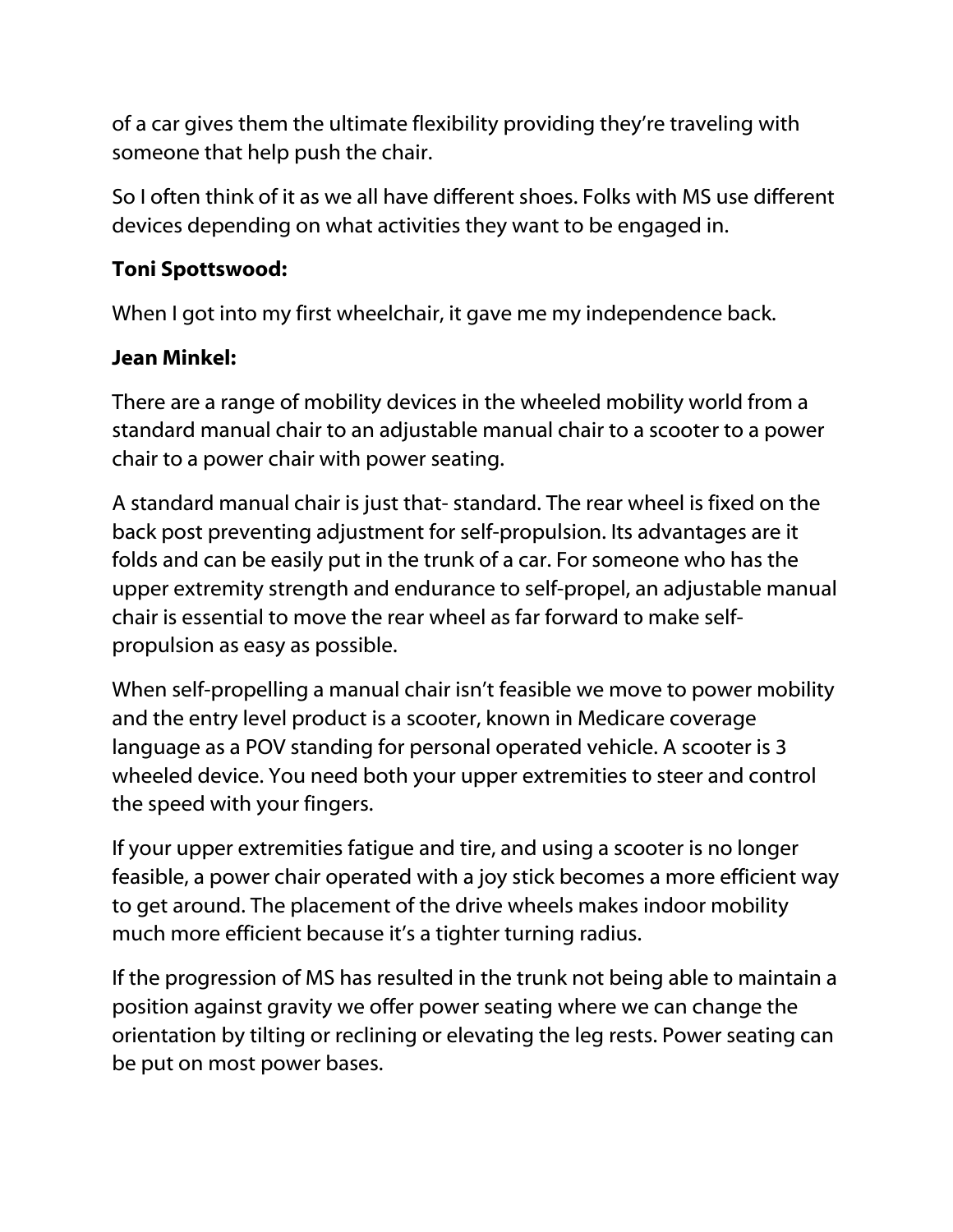of a car gives them the ultimate flexibility providing they're traveling with someone that help push the chair.

So I often think of it as we all have different shoes. Folks with MS use different devices depending on what activities they want to be engaged in.

**Toni Spottswood:**

When I got into my first wheelchair, it gave me my independence back.

**Jean Minkel:**

There are a range of mobility devices in the wheeled mobility world from a standard manual chair to an adjustable manual chair to a scooter to a power chair to a power chair with power seating.

A standard manual chair is just that- standard. The rear wheel is fixed on the back post preventing adjustment for self-propulsion. Its advantages are it folds and can be easily put in the trunk of a car. For someone who has the upper extremity strength and endurance to self-propel, an adjustable manual chair is essential to move the rear wheel as far forward to make self-propulsion as easy as possible.

When self-propelling a manual chair isn't feasible we move to power mobility and the entry level product is a scooter, known in Medicare coverage language as a POV standing for personal operated vehicle. A scooter is 3 wheeled device. You need both your upper extremities to steer and control the speed with your fingers.

If your upper extremities fatigue and tire, and using a scooter is no longer feasible, a power chair operated with a joy stick becomes a more efficient way to get around. The placement of the drive wheels makes indoor mobility much more efficient because it's a tighter turning radius.

If the progression of MS has resulted in the trunk not being able to maintain a position against gravity we offer power seating where we can change the orientation by tilting or reclining or elevating the leg rests. Power seating can be put on most power bases.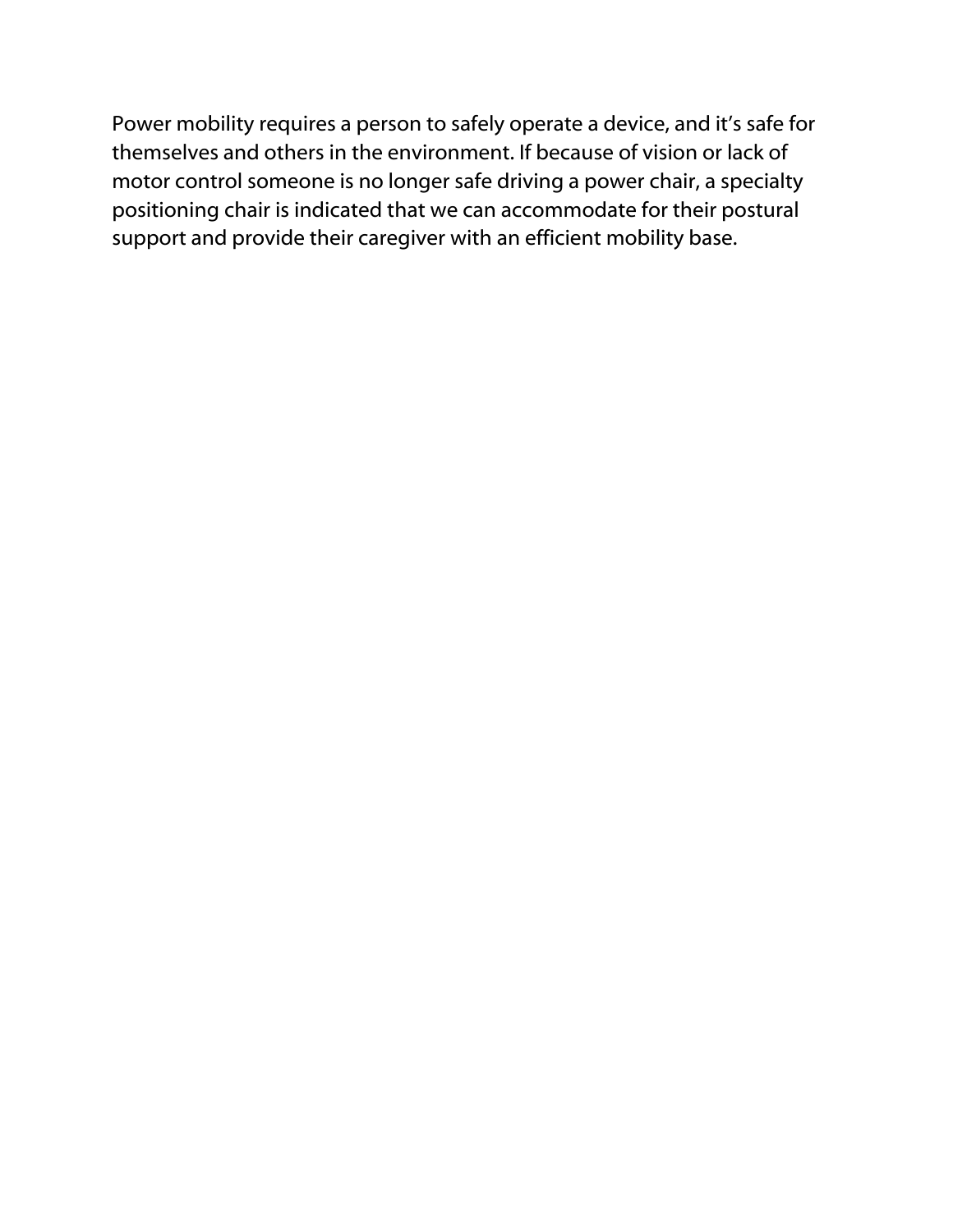Power mobility requires a person to safely operate a device, and it's safe for themselves and others in the environment. If because of vision or lack of motor control someone is no longer safe driving a power chair, a specialty positioning chair is indicated that we can accommodate for their postural support and provide their caregiver with an efficient mobility base.